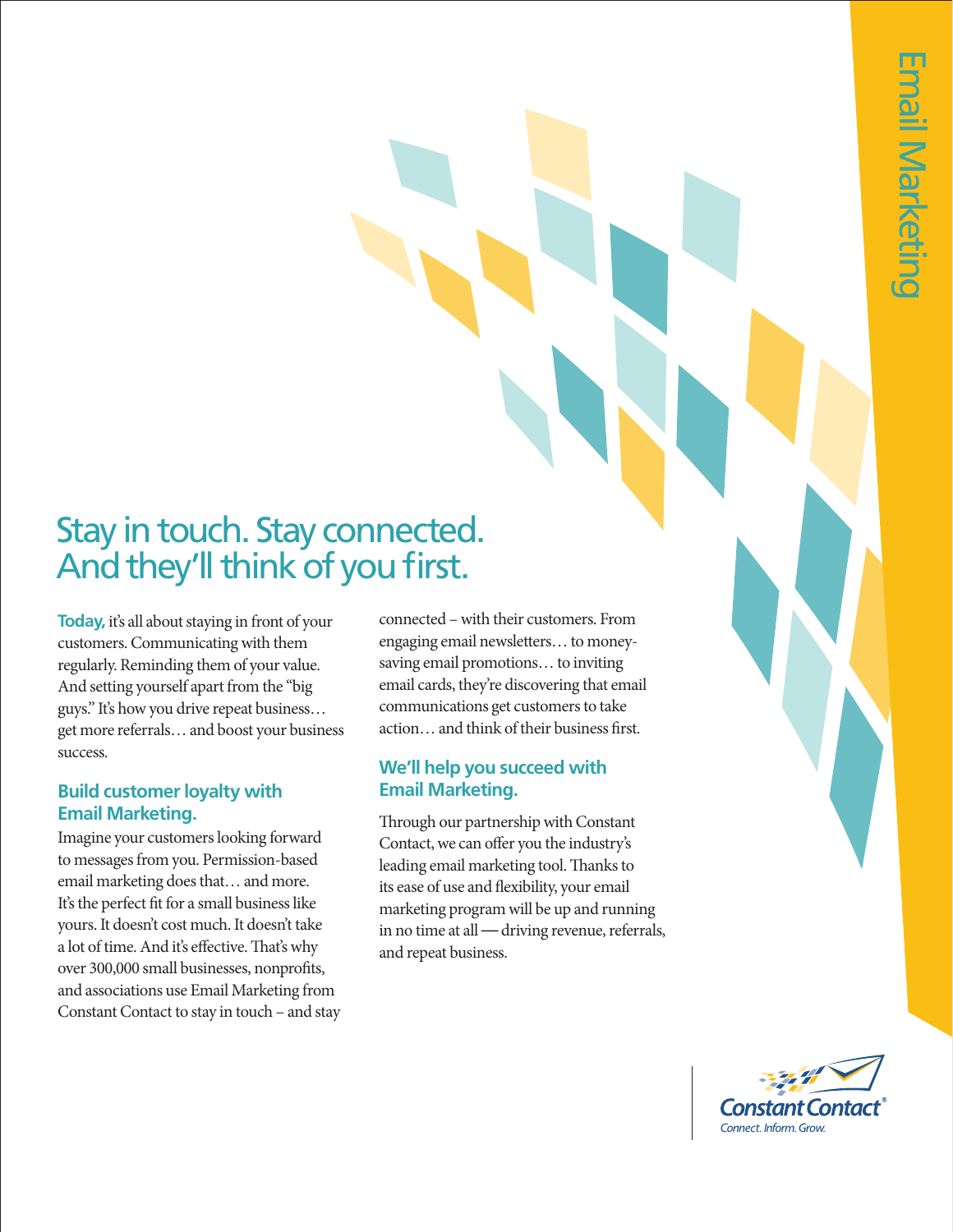Email Marketing

# Stay in touch. Stay connected. And they'll think of you first.

**Today,** it's all about staying in front of your customers. Communicating with them regularly. Reminding them of your value. And setting yourself apart from the "big guys." It's how you drive repeat business… get more referrals… and boost your business success.

## Build customer loyalty with Email Marketing.

Imagine your customers looking forward to messages from you. Permission-based email marketing does that… and more. It's the perfect fit for a small business like yours. It doesn't cost much. It doesn't take a lot of time. And it's effective. That's why over 300,000 small businesses, nonprofits, and associations use Email Marketing from Constant Contact to stay in touch – and stay connected – with their customers. From engaging email newsletters… to money-saving email promotions… to inviting email cards, they're discovering that email communications get customers to take action… and think of their business first.

## We'll help you succeed with Email Marketing.

Through our partnership with Constant Contact, we can offer you the industry's leading email marketing tool. Thanks to its ease of use and flexibility, your email marketing program will be up and running in no time at all — driving revenue, referrals, and repeat business.

Constant Contact®
Connect. Inform. Grow.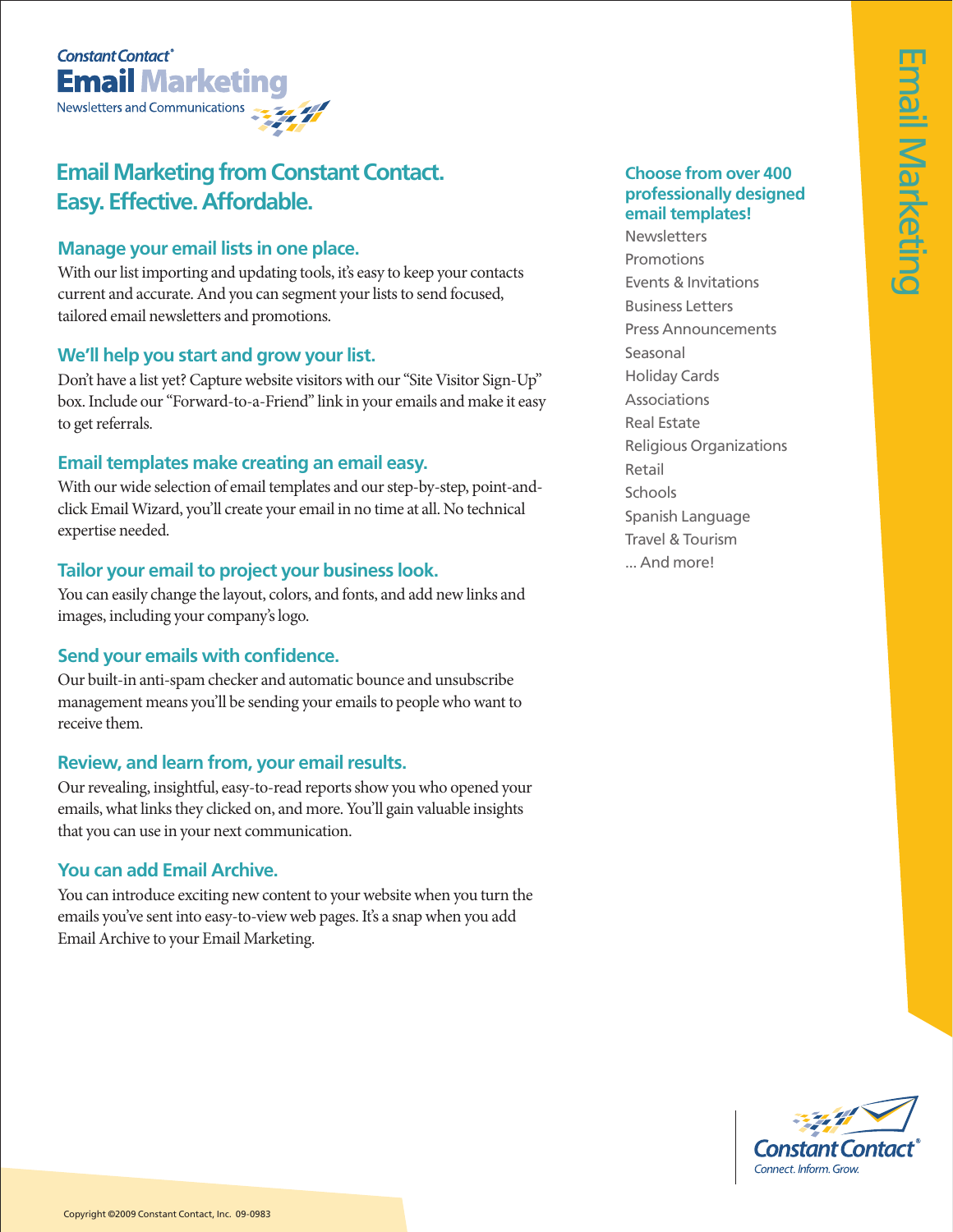Constant Contact®

# Email Marketing

Newsletters and Communications

## Email Marketing from Constant Contact. Easy. Effective. Affordable.

### Manage your email lists in one place.

With our list importing and updating tools, it's easy to keep your contacts current and accurate. And you can segment your lists to send focused, tailored email newsletters and promotions.

### We'll help you start and grow your list.

Don't have a list yet? Capture website visitors with our "Site Visitor Sign-Up" box. Include our "Forward-to-a-Friend" link in your emails and make it easy to get referrals.

### Email templates make creating an email easy.

With our wide selection of email templates and our step-by-step, point-and-click Email Wizard, you'll create your email in no time at all. No technical expertise needed.

### Tailor your email to project your business look.

You can easily change the layout, colors, and fonts, and add new links and images, including your company's logo.

### Send your emails with confidence.

Our built-in anti-spam checker and automatic bounce and unsubscribe management means you'll be sending your emails to people who want to receive them.

### Review, and learn from, your email results.

Our revealing, insightful, easy-to-read reports show you who opened your emails, what links they clicked on, and more. You'll gain valuable insights that you can use in your next communication.

### You can add Email Archive.

You can introduce exciting new content to your website when you turn the emails you've sent into easy-to-view web pages. It's a snap when you add Email Archive to your Email Marketing.

### Choose from over 400 professionally designed email templates!

Newsletters
Promotions
Events & Invitations
Business Letters
Press Announcements
Seasonal
Holiday Cards
Associations
Real Estate
Religious Organizations
Retail
Schools
Spanish Language
Travel & Tourism
... And more!

Email Marketing

Constant Contact®
*Connect. Inform. Grow.*

Copyright ©2009 Constant Contact, Inc. 09-0983